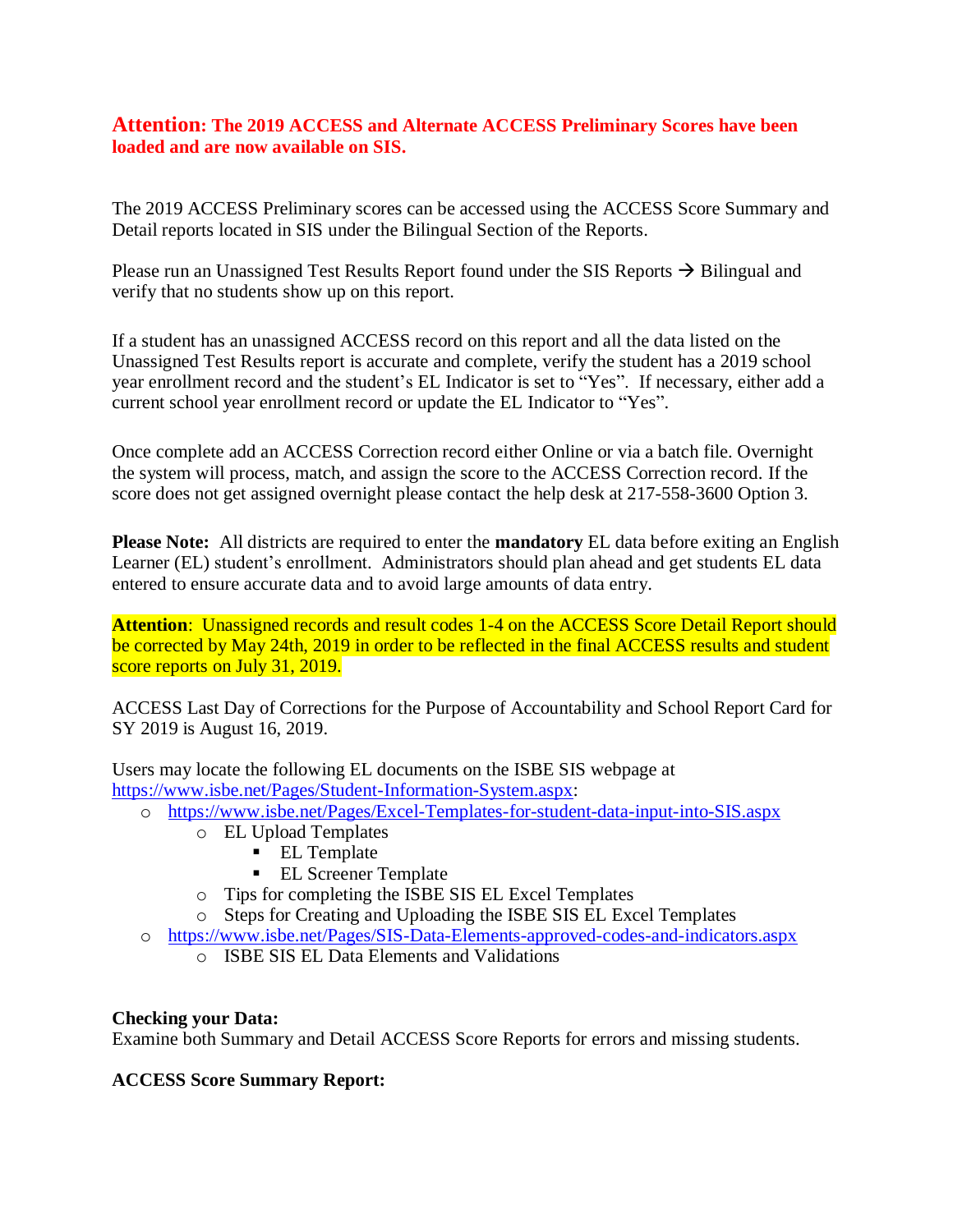**Attention: The 2019 ACCESS and Alternate ACCESS Preliminary Scores have been loaded and are now available on SIS.**

The 2019 ACCESS Preliminary scores can be accessed using the ACCESS Score Summary and Detail reports located in SIS under the Bilingual Section of the Reports.

Please run an Unassigned Test Results Report found under the SIS Reports → Bilingual and verify that no students show up on this report.

If a student has an unassigned ACCESS record on this report and all the data listed on the Unassigned Test Results report is accurate and complete, verify the student has a 2019 school year enrollment record and the student's EL Indicator is set to "Yes". If necessary, either add a current school year enrollment record or update the EL Indicator to "Yes".

Once complete add an ACCESS Correction record either Online or via a batch file. Overnight the system will process, match, and assign the score to the ACCESS Correction record. If the score does not get assigned overnight please contact the help desk at 217-558-3600 Option 3.

**Please Note:** All districts are required to enter the **mandatory** EL data before exiting an English Learner (EL) student's enrollment. Administrators should plan ahead and get students EL data entered to ensure accurate data and to avoid large amounts of data entry.

**Attention**: Unassigned records and result codes 1-4 on the ACCESS Score Detail Report should be corrected by May 24th, 2019 in order to be reflected in the final ACCESS results and student score reports on July 31, 2019.

ACCESS Last Day of Corrections for the Purpose of Accountability and School Report Card for SY 2019 is August 16, 2019.

Users may locate the following EL documents on the ISBE SIS webpage at https://www.isbe.net/Pages/Student-Information-System.aspx:

- https://www.isbe.net/Pages/Excel-Templates-for-student-data-input-into-SIS.aspx
  - EL Upload Templates
    - EL Template
    - EL Screener Template
  - Tips for completing the ISBE SIS EL Excel Templates
  - Steps for Creating and Uploading the ISBE SIS EL Excel Templates
- https://www.isbe.net/Pages/SIS-Data-Elements-approved-codes-and-indicators.aspx
  - ISBE SIS EL Data Elements and Validations

**Checking your Data:**
Examine both Summary and Detail ACCESS Score Reports for errors and missing students.

**ACCESS Score Summary Report:**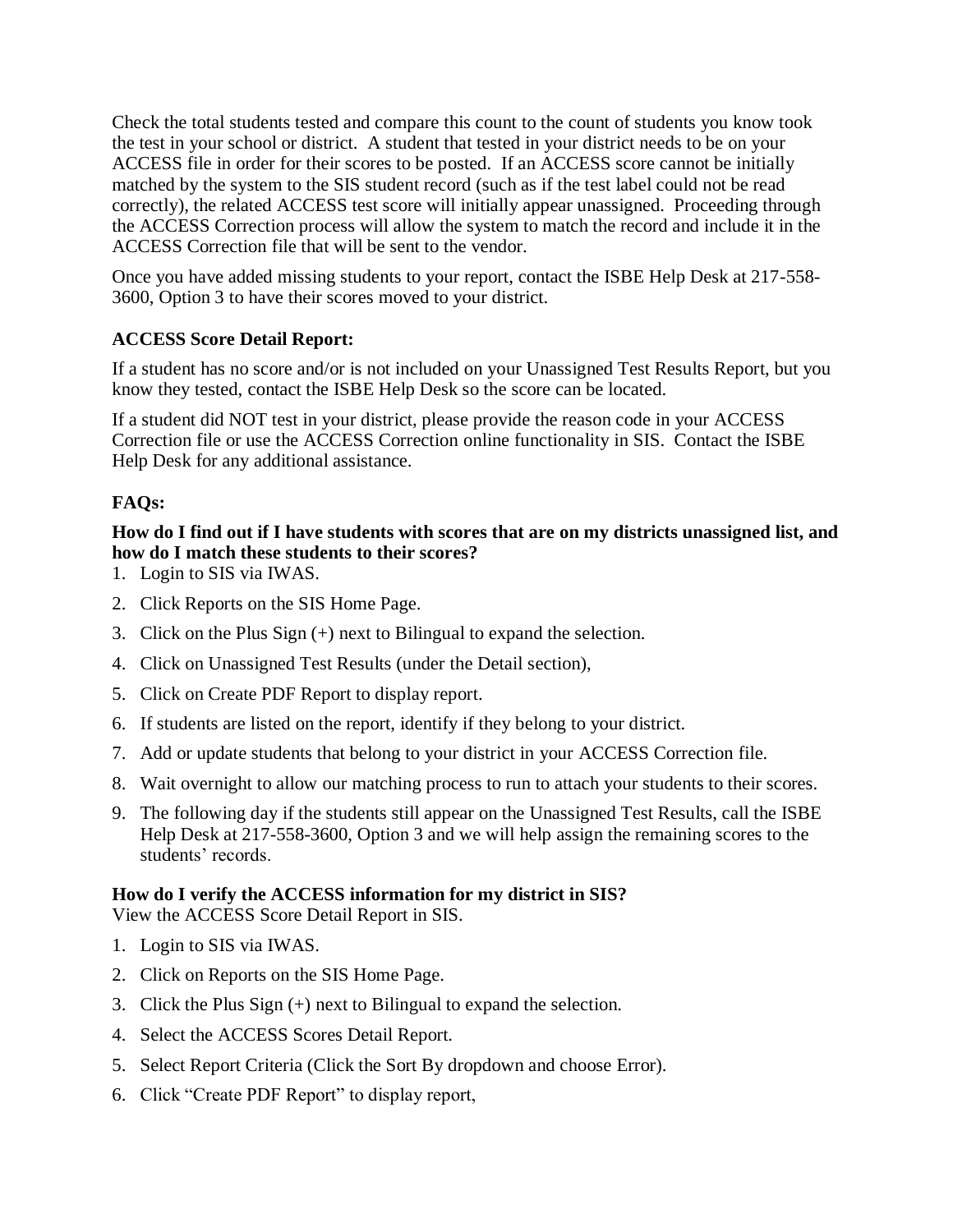Check the total students tested and compare this count to the count of students you know took the test in your school or district. A student that tested in your district needs to be on your ACCESS file in order for their scores to be posted. If an ACCESS score cannot be initially matched by the system to the SIS student record (such as if the test label could not be read correctly), the related ACCESS test score will initially appear unassigned. Proceeding through the ACCESS Correction process will allow the system to match the record and include it in the ACCESS Correction file that will be sent to the vendor.

Once you have added missing students to your report, contact the ISBE Help Desk at 217-558-3600, Option 3 to have their scores moved to your district.

**ACCESS Score Detail Report:**

If a student has no score and/or is not included on your Unassigned Test Results Report, but you know they tested, contact the ISBE Help Desk so the score can be located.

If a student did NOT test in your district, please provide the reason code in your ACCESS Correction file or use the ACCESS Correction online functionality in SIS. Contact the ISBE Help Desk for any additional assistance.

**FAQs:**

**How do I find out if I have students with scores that are on my districts unassigned list, and how do I match these students to their scores?**

1. Login to SIS via IWAS.
2. Click Reports on the SIS Home Page.
3. Click on the Plus Sign (+) next to Bilingual to expand the selection.
4. Click on Unassigned Test Results (under the Detail section),
5. Click on Create PDF Report to display report.
6. If students are listed on the report, identify if they belong to your district.
7. Add or update students that belong to your district in your ACCESS Correction file.
8. Wait overnight to allow our matching process to run to attach your students to their scores.
9. The following day if the students still appear on the Unassigned Test Results, call the ISBE Help Desk at 217-558-3600, Option 3 and we will help assign the remaining scores to the students' records.

**How do I verify the ACCESS information for my district in SIS?**

View the ACCESS Score Detail Report in SIS.

1. Login to SIS via IWAS.
2. Click on Reports on the SIS Home Page.
3. Click the Plus Sign (+) next to Bilingual to expand the selection.
4. Select the ACCESS Scores Detail Report.
5. Select Report Criteria (Click the Sort By dropdown and choose Error).
6. Click "Create PDF Report" to display report,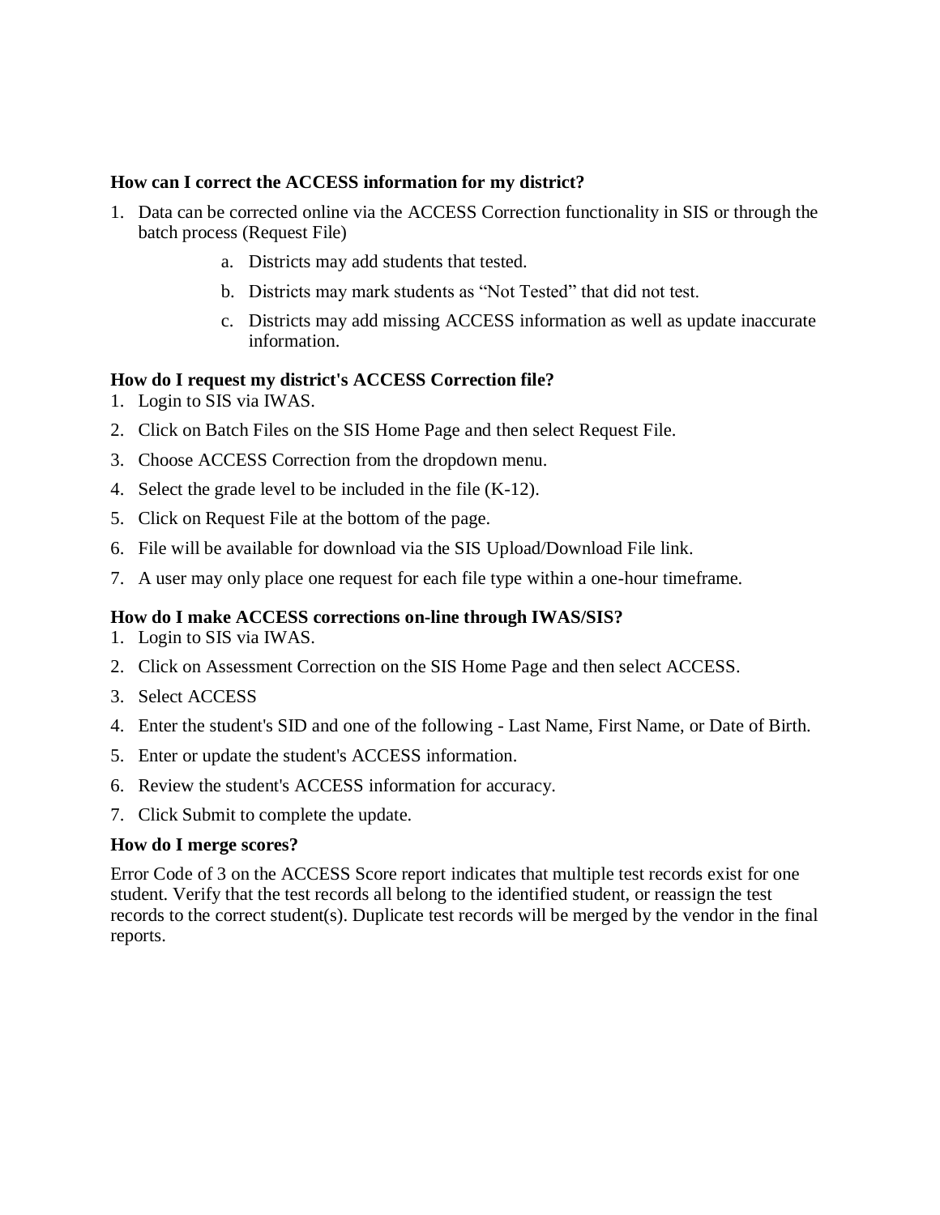**How can I correct the ACCESS information for my district?**

1. Data can be corrected online via the ACCESS Correction functionality in SIS or through the batch process (Request File)
    a. Districts may add students that tested.
    b. Districts may mark students as "Not Tested" that did not test.
    c. Districts may add missing ACCESS information as well as update inaccurate information.

**How do I request my district's ACCESS Correction file?**

1. Login to SIS via IWAS.
2. Click on Batch Files on the SIS Home Page and then select Request File.
3. Choose ACCESS Correction from the dropdown menu.
4. Select the grade level to be included in the file (K-12).
5. Click on Request File at the bottom of the page.
6. File will be available for download via the SIS Upload/Download File link.
7. A user may only place one request for each file type within a one-hour timeframe.

**How do I make ACCESS corrections on-line through IWAS/SIS?**

1. Login to SIS via IWAS.
2. Click on Assessment Correction on the SIS Home Page and then select ACCESS.
3. Select ACCESS
4. Enter the student's SID and one of the following - Last Name, First Name, or Date of Birth.
5. Enter or update the student's ACCESS information.
6. Review the student's ACCESS information for accuracy.
7. Click Submit to complete the update.

**How do I merge scores?**

Error Code of 3 on the ACCESS Score report indicates that multiple test records exist for one student. Verify that the test records all belong to the identified student, or reassign the test records to the correct student(s). Duplicate test records will be merged by the vendor in the final reports.